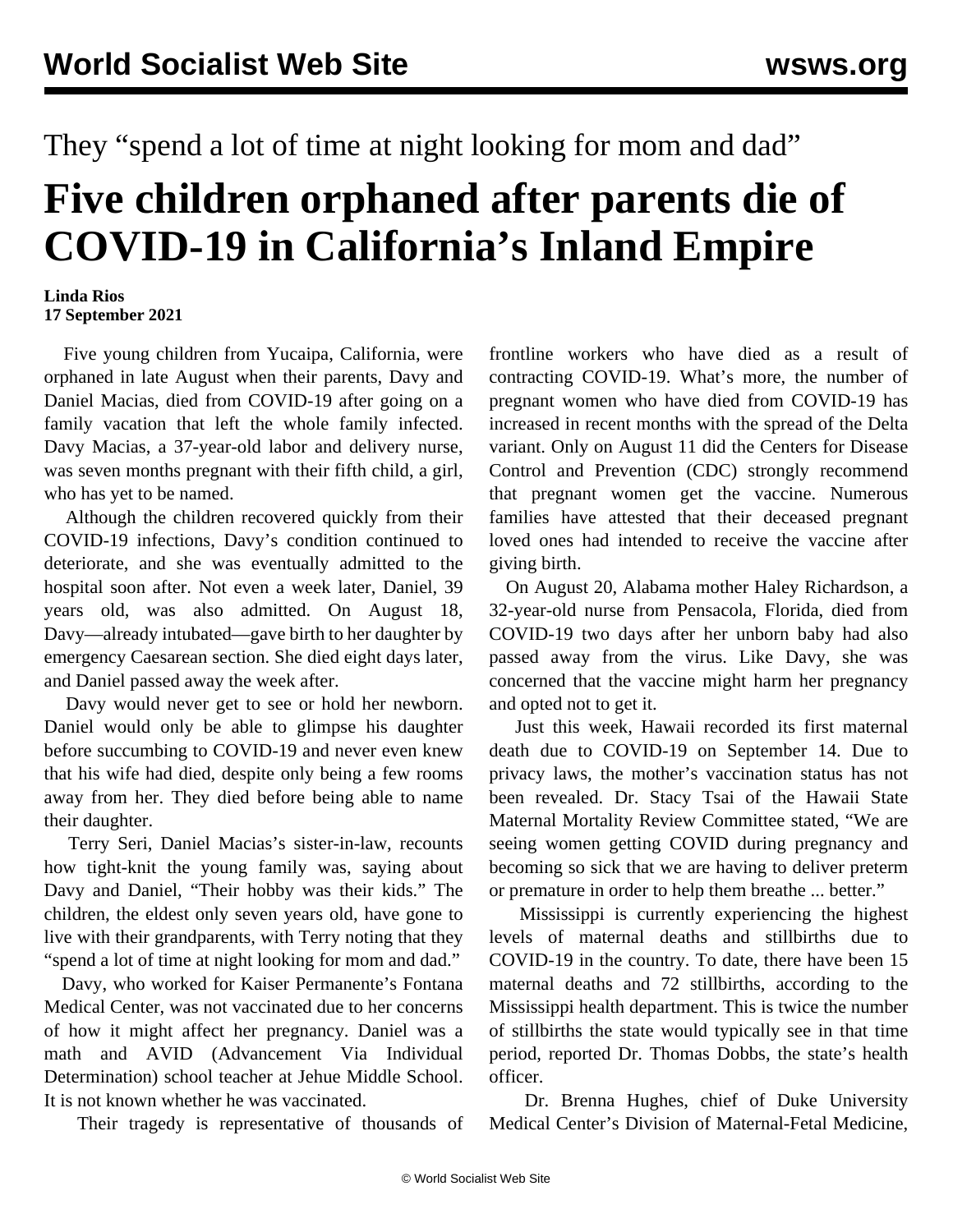They "spend a lot of time at night looking for mom and dad"

# Five children orphaned after parents die of COVID-19 in California's Inland Empire

**Linda Rios**
**17 September 2021**

Five young children from Yucaipa, California, were orphaned in late August when their parents, Davy and Daniel Macias, died from COVID-19 after going on a family vacation that left the whole family infected. Davy Macias, a 37-year-old labor and delivery nurse, was seven months pregnant with their fifth child, a girl, who has yet to be named.

Although the children recovered quickly from their COVID-19 infections, Davy's condition continued to deteriorate, and she was eventually admitted to the hospital soon after. Not even a week later, Daniel, 39 years old, was also admitted. On August 18, Davy—already intubated—gave birth to her daughter by emergency Caesarean section. She died eight days later, and Daniel passed away the week after.

Davy would never get to see or hold her newborn. Daniel would only be able to glimpse his daughter before succumbing to COVID-19 and never even knew that his wife had died, despite only being a few rooms away from her. They died before being able to name their daughter.

Terry Seri, Daniel Macias's sister-in-law, recounts how tight-knit the young family was, saying about Davy and Daniel, "Their hobby was their kids." The children, the eldest only seven years old, have gone to live with their grandparents, with Terry noting that they "spend a lot of time at night looking for mom and dad."

Davy, who worked for Kaiser Permanente's Fontana Medical Center, was not vaccinated due to her concerns of how it might affect her pregnancy. Daniel was a math and AVID (Advancement Via Individual Determination) school teacher at Jehue Middle School. It is not known whether he was vaccinated.

Their tragedy is representative of thousands of frontline workers who have died as a result of contracting COVID-19. What's more, the number of pregnant women who have died from COVID-19 has increased in recent months with the spread of the Delta variant. Only on August 11 did the Centers for Disease Control and Prevention (CDC) strongly recommend that pregnant women get the vaccine. Numerous families have attested that their deceased pregnant loved ones had intended to receive the vaccine after giving birth.

On August 20, Alabama mother Haley Richardson, a 32-year-old nurse from Pensacola, Florida, died from COVID-19 two days after her unborn baby had also passed away from the virus. Like Davy, she was concerned that the vaccine might harm her pregnancy and opted not to get it.

Just this week, Hawaii recorded its first maternal death due to COVID-19 on September 14. Due to privacy laws, the mother's vaccination status has not been revealed. Dr. Stacy Tsai of the Hawaii State Maternal Mortality Review Committee stated, "We are seeing women getting COVID during pregnancy and becoming so sick that we are having to deliver preterm or premature in order to help them breathe ... better."

Mississippi is currently experiencing the highest levels of maternal deaths and stillbirths due to COVID-19 in the country. To date, there have been 15 maternal deaths and 72 stillbirths, according to the Mississippi health department. This is twice the number of stillbirths the state would typically see in that time period, reported Dr. Thomas Dobbs, the state's health officer.

Dr. Brenna Hughes, chief of Duke University Medical Center's Division of Maternal-Fetal Medicine,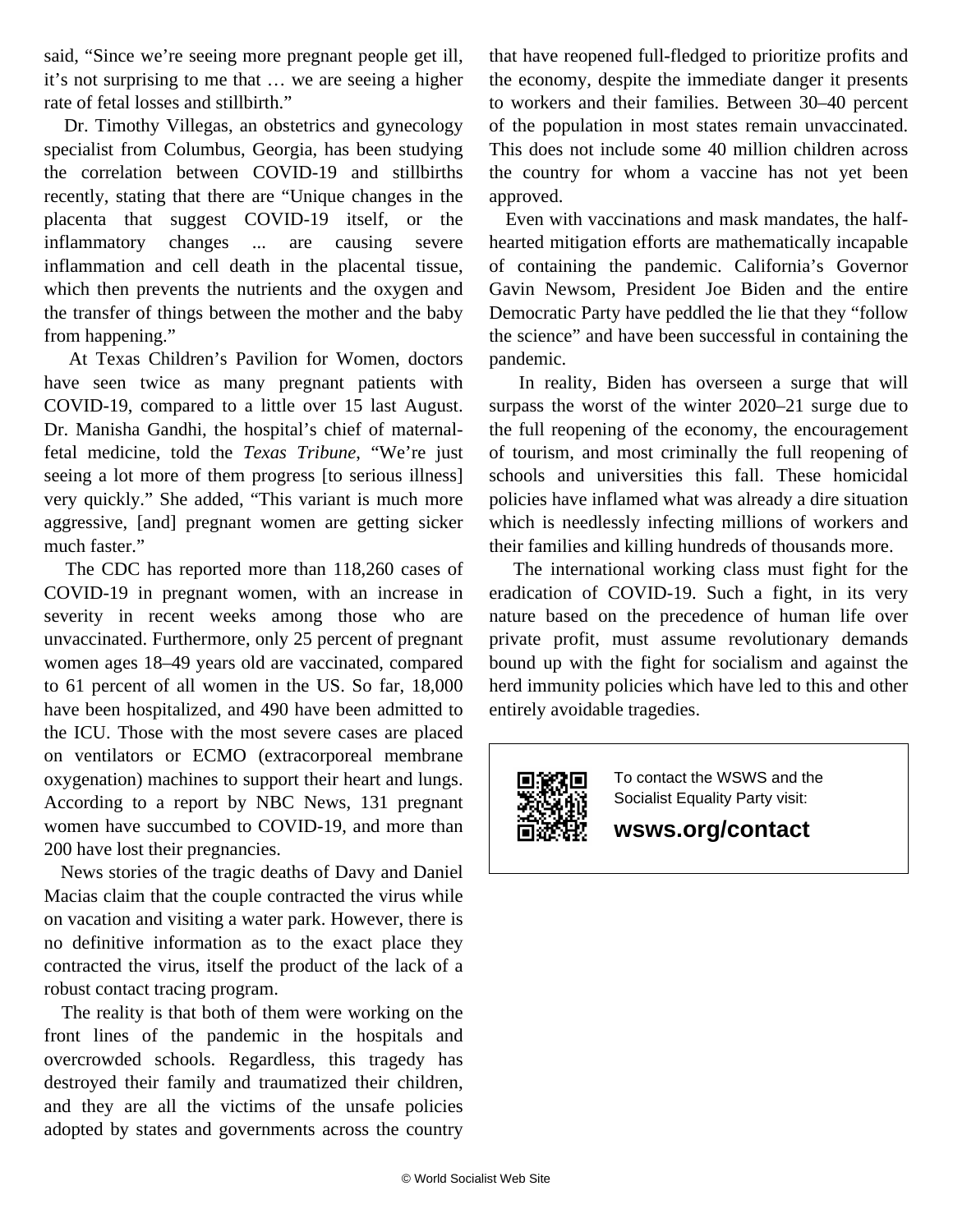said, "Since we're seeing more pregnant people get ill, it's not surprising to me that … we are seeing a higher rate of fetal losses and stillbirth."

Dr. Timothy Villegas, an obstetrics and gynecology specialist from Columbus, Georgia, has been studying the correlation between COVID-19 and stillbirths recently, stating that there are "Unique changes in the placenta that suggest COVID-19 itself, or the inflammatory changes ... are causing severe inflammation and cell death in the placental tissue, which then prevents the nutrients and the oxygen and the transfer of things between the mother and the baby from happening."

At Texas Children's Pavilion for Women, doctors have seen twice as many pregnant patients with COVID-19, compared to a little over 15 last August. Dr. Manisha Gandhi, the hospital's chief of maternal-fetal medicine, told the *Texas Tribune*, "We're just seeing a lot more of them progress [to serious illness] very quickly." She added, "This variant is much more aggressive, [and] pregnant women are getting sicker much faster."

The CDC has reported more than 118,260 cases of COVID-19 in pregnant women, with an increase in severity in recent weeks among those who are unvaccinated. Furthermore, only 25 percent of pregnant women ages 18–49 years old are vaccinated, compared to 61 percent of all women in the US. So far, 18,000 have been hospitalized, and 490 have been admitted to the ICU. Those with the most severe cases are placed on ventilators or ECMO (extracorporeal membrane oxygenation) machines to support their heart and lungs. According to a report by NBC News, 131 pregnant women have succumbed to COVID-19, and more than 200 have lost their pregnancies.

News stories of the tragic deaths of Davy and Daniel Macias claim that the couple contracted the virus while on vacation and visiting a water park. However, there is no definitive information as to the exact place they contracted the virus, itself the product of the lack of a robust contact tracing program.

The reality is that both of them were working on the front lines of the pandemic in the hospitals and overcrowded schools. Regardless, this tragedy has destroyed their family and traumatized their children, and they are all the victims of the unsafe policies adopted by states and governments across the country that have reopened full-fledged to prioritize profits and the economy, despite the immediate danger it presents to workers and their families. Between 30–40 percent of the population in most states remain unvaccinated. This does not include some 40 million children across the country for whom a vaccine has not yet been approved.

Even with vaccinations and mask mandates, the half-hearted mitigation efforts are mathematically incapable of containing the pandemic. California's Governor Gavin Newsom, President Joe Biden and the entire Democratic Party have peddled the lie that they "follow the science" and have been successful in containing the pandemic.

In reality, Biden has overseen a surge that will surpass the worst of the winter 2020–21 surge due to the full reopening of the economy, the encouragement of tourism, and most criminally the full reopening of schools and universities this fall. These homicidal policies have inflamed what was already a dire situation which is needlessly infecting millions of workers and their families and killing hundreds of thousands more.

The international working class must fight for the eradication of COVID-19. Such a fight, in its very nature based on the precedence of human life over private profit, must assume revolutionary demands bound up with the fight for socialism and against the herd immunity policies which have led to this and other entirely avoidable tragedies.

To contact the WSWS and the Socialist Equality Party visit:

**wsws.org/contact**